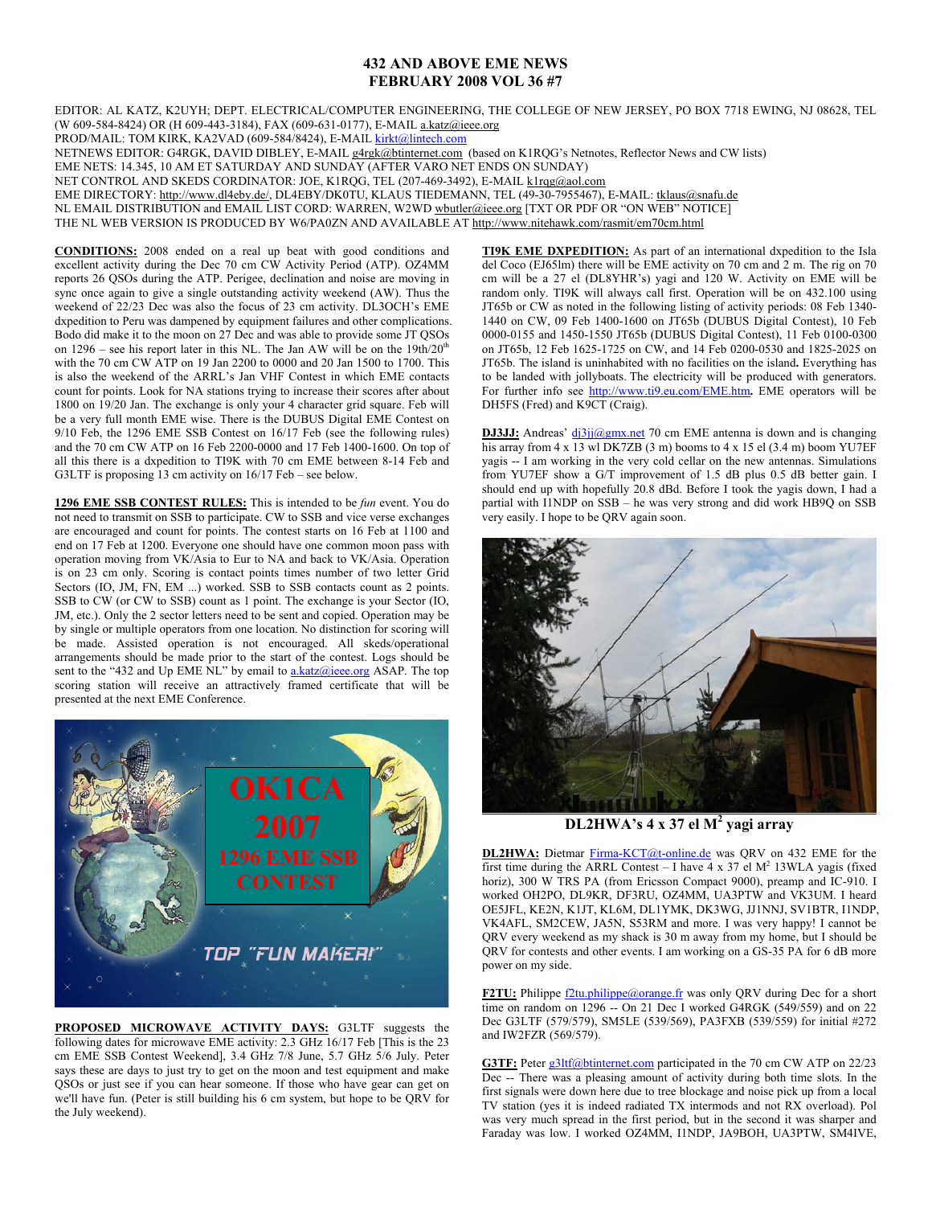# 432 AND ABOVE EME NEWS
## FEBRUARY 2008 VOL 36 #7

EDITOR: AL KATZ, K2UYH; DEPT. ELECTRICAL/COMPUTER ENGINEERING, THE COLLEGE OF NEW JERSEY, PO BOX 7718 EWING, NJ 08628, TEL (W 609-584-8424) OR (H 609-443-3184), FAX (609-631-0177), E-MAIL a.katz@ieee.org
PROD/MAIL: TOM KIRK, KA2VAD (609-584/8424), E-MAIL kirkt@lintech.com
NETNEWS EDITOR: G4RGK, DAVID DIBLEY, E-MAIL g4rgk@btinternet.com (based on K1RQG's Netnotes, Reflector News and CW lists)
EME NETS: 14.345, 10 AM ET SATURDAY AND SUNDAY (AFTER VARO NET ENDS ON SUNDAY)
NET CONTROL AND SKEDS CORDINATOR: JOE, K1RQG, TEL (207-469-3492), E-MAIL k1rqg@aol.com
EME DIRECTORY: http://www.dl4eby.de/, DL4EBY/DK0TU, KLAUS TIEDEMANN, TEL (49-30-7955467), E-MAIL: tklaus@snafu.de
NL EMAIL DISTRIBUTION and EMAIL LIST CORD: WARREN, W2WD wbutler@ieee.org [TXT OR PDF OR "ON WEB" NOTICE]
THE NL WEB VERSION IS PRODUCED BY W6/PA0ZN AND AVAILABLE AT http://www.nitehawk.com/rasmit/em70cm.html

**CONDITIONS:** 2008 ended on a real up beat with good conditions and excellent activity during the Dec 70 cm CW Activity Period (ATP). OZ4MM reports 26 QSOs during the ATP. Perigee, declination and noise are moving in sync once again to give a single outstanding activity weekend (AW). Thus the weekend of 22/23 Dec was also the focus of 23 cm activity. DL3OCH's EME dxpedition to Peru was dampened by equipment failures and other complications. Bodo did make it to the moon on 27 Dec and was able to provide some JT QSOs on 1296 – see his report later in this NL. The Jan AW will be on the 19th/20th with the 70 cm CW ATP on 19 Jan 2200 to 0000 and 20 Jan 1500 to 1700. This is also the weekend of the ARRL's Jan VHF Contest in which EME contacts count for points. Look for NA stations trying to increase their scores after about 1800 on 19/20 Jan. The exchange is only your 4 character grid square. Feb will be a very full month EME wise. There is the DUBUS Digital EME Contest on 9/10 Feb, the 1296 EME SSB Contest on 16/17 Feb (see the following rules) and the 70 cm CW ATP on 16 Feb 2200-0000 and 17 Feb 1400-1600. On top of all this there is a dxpedition to TI9K with 70 cm EME between 8-14 Feb and G3LTF is proposing 13 cm activity on 16/17 Feb – see below.

**1296 EME SSB CONTEST RULES:** This is intended to be *fun* event. You do not need to transmit on SSB to participate. CW to SSB and vice verse exchanges are encouraged and count for points. The contest starts on 16 Feb at 1100 and end on 17 Feb at 1200. Everyone one should have one common moon pass with operation moving from VK/Asia to Eur to NA and back to VK/Asia. Operation is on 23 cm only. Scoring is contact points times number of two letter Grid Sectors (IO, JM, FN, EM ...) worked. SSB to SSB contacts count as 2 points. SSB to CW (or CW to SSB) count as 1 point. The exchange is your Sector (IO, JM, etc.). Only the 2 sector letters need to be sent and copied. Operation may be by single or multiple operators from one location. No distinction for scoring will be made. Assisted operation is not encouraged. All skeds/operational arrangements should be made prior to the start of the contest. Logs should be sent to the "432 and Up EME NL" by email to a.katz@ieee.org ASAP. The top scoring station will receive an attractively framed certificate that will be presented at the next EME Conference.

**PROPOSED MICROWAVE ACTIVITY DAYS:** G3LTF suggests the following dates for microwave EME activity: 2.3 GHz 16/17 Feb [This is the 23 cm EME SSB Contest Weekend], 3.4 GHz 7/8 June, 5.7 GHz 5/6 July. Peter says these are days to just try to get on the moon and test equipment and make QSOs or just see if you can hear someone. If those who have gear can get on we'll have fun. (Peter is still building his 6 cm system, but hope to be QRV for the July weekend).

**TI9K EME DXPEDITION:** As part of an international dxpedition to the Isla del Coco (EJ65lm) there will be EME activity on 70 cm and 2 m. The rig on 70 cm will be a 27 el (DL8YHR's) yagi and 120 W. Activity on EME will be random only. TI9K will always call first. Operation will be on 432.100 using JT65b or CW as noted in the following listing of activity periods: 08 Feb 1340-1440 on CW, 09 Feb 1400-1600 on JT65b (DUBUS Digital Contest), 10 Feb 0000-0155 and 1450-1550 JT65b (DUBUS Digital Contest), 11 Feb 0100-0300 on JT65b, 12 Feb 1625-1725 on CW, and 14 Feb 0200-0530 and 1825-2025 on JT65b. The island is uninhabited with no facilities on the island**.** Everything has to be landed with jollyboats. The electricity will be produced with generators. For further info see http://www.ti9.eu.com/EME.htm**.** EME operators will be DH5FS (Fred) and K9CT (Craig).

**DJ3JJ:** Andreas' dj3jj@gmx.net 70 cm EME antenna is down and is changing his array from 4 x 13 wl DK7ZB (3 m) booms to 4 x 15 el (3.4 m) boom YU7EF yagis -- I am working in the very cold cellar on the new antennas. Simulations from YU7EF show a G/T improvement of 1.5 dB plus 0.5 dB better gain. I should end up with hopefully 20.8 dBd. Before I took the yagis down, I had a partial with I1NDP on SSB – he was very strong and did work HB9Q on SSB very easily. I hope to be QRV again soon.

**DL2HWA's 4 x 37 el M² yagi array**

**DL2HWA:** Dietmar Firma-KCT@t-online.de was QRV on 432 EME for the first time during the ARRL Contest – I have 4 x 37 el M² 13WLA yagis (fixed horiz), 300 W TRS PA (from Ericsson Compact 9000), preamp and IC-910. I worked OH2PO, DL9KR, DF3RU, OZ4MM, UA3PTW and VK3UM. I heard OE5JFL, KE2N, K1JT, KL6M, DL1YMK, DK3WG, JJ1NNJ, SV1BTR, I1NDP, VK4AFL, SM2CEW, JA5N, S53RM and more. I was very happy! I cannot be QRV every weekend as my shack is 30 m away from my home, but I should be QRV for contests and other events. I am working on a GS-35 PA for 6 dB more power on my side.

**F2TU:** Philippe f2tu.philippe@orange.fr was only QRV during Dec for a short time on random on 1296 -- On 21 Dec I worked G4RGK (549/559) and on 22 Dec G3LTF (579/579), SM5LE (539/569), PA3FXB (539/559) for initial #272 and IW2FZR (569/579).

**G3TF:** Peter g3ltf@btinternet.com participated in the 70 cm CW ATP on 22/23 Dec -- There was a pleasing amount of activity during both time slots. In the first signals were down here due to tree blockage and noise pick up from a local TV station (yes it is indeed radiated TX intermods and not RX overload). Pol was very much spread in the first period, but in the second it was sharper and Faraday was low. I worked OZ4MM, I1NDP, JA9BOH, UA3PTW, SM4IVE,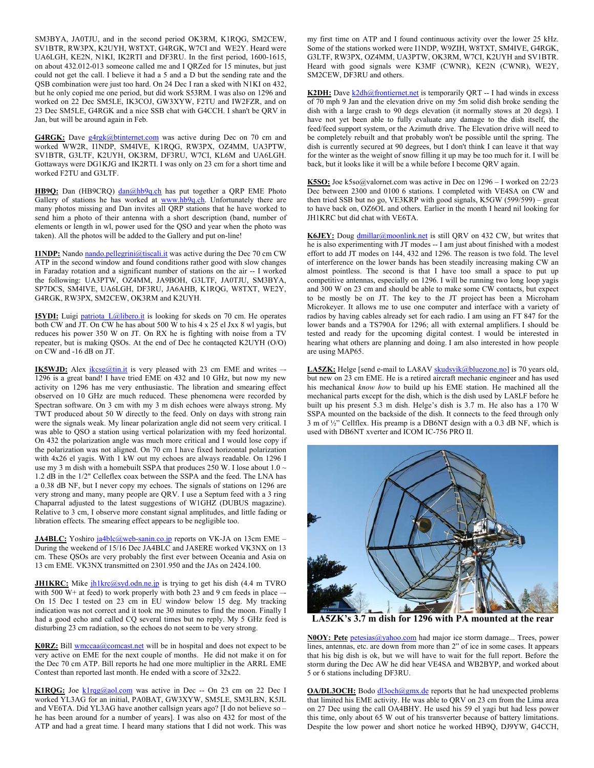SM3BYA, JA0TJU, and in the second period OK3RM, K1RQG, SM2CEW, SV1BTR, RW3PX, K2UYH, W8TXT, G4RGK, W7CI and WE2Y. Heard were UA6LGH, KE2N, N1KI, IK2RTI and DF3RU. In the first period, 1600-1615, on about 432.012-013 someone called me and I QRZed for 15 minutes, but just could not get the call. I believe it had a 5 and a D but the sending rate and the QSB combination were just too hard. On 24 Dec I ran a sked with N1KI on 432, but he only copied me one period, but did work S53RM. I was also on 1296 and worked on 22 Dec SM5LE, IK3COJ, GW3XYW, F2TU and IW2FZR, and on 23 Dec SM5LE, G4RGK and a nice SSB chat with G4CCH. I shan't be QRV in Jan, but will be around again in Feb.

**G4RGK:** Dave g4rgk@btinternet.com was active during Dec on 70 cm and worked WW2R, I1NDP, SM4IVE, K1RQG, RW3PX, OZ4MM, UA3PTW, SV1BTR, G3LTF, K2UYH, OK3RM, DF3RU, W7CI, KL6M and UA6LGH. Gottaways were DG1KJG and IK2RTI. I was only on 23 cm for a short time and worked F2TU and G3LTF.

**HB9Q:** Dan (HB9CRQ) dan@hb9q.ch has put together a QRP EME Photo Gallery of stations he has worked at www.hb9q.ch. Unfortunately there are many photos missing and Dan invites all QRP stations that he have worked to send him a photo of their antenna with a short description (band, number of elements or length in wl, power used for the QSO and year when the photo was taken). All the photos will be added to the Gallery and put on-line!

**I1NDP:** Nando nando.pellegrini@tiscali.it was active during the Dec 70 cm CW ATP in the second window and found conditions rather good with slow changes in Faraday rotation and a significant number of stations on the air -- I worked the following: UA3PTW, OZ4MM, JA9BOH, G3LTF, JA0TJU, SM3BYA, SP7DCS, SM4IVE, UA6LGH, DF3RU, JA6AHB, K1RQG, W8TXT, WE2Y, G4RGK, RW3PX, SM2CEW, OK3RM and K2UYH.

**I5YDI:** Luigi patriota_L@libero.it is looking for skeds on 70 cm. He operates both CW and JT. On CW he has about 500 W to his 4 x 25 el Jxx 8 wl yagis, but reduces his power 350 W on JT. On RX he is fighting with noise from a TV repeater, but is making QSOs. At the end of Dec he contaqcted K2UYH (O/O) on CW and -16 dB on JT.

**IK5WJD:** Alex ikcsg@tin.it is very pleased with 23 cm EME and writes –- 1296 is a great band! I have tried EME on 432 and 10 GHz, but now my new activity on 1296 has me very enthusiastic. The libration and smearing effect observed on 10 GHz are much reduced. These phenomena were recorded by Spectran software. On 3 cm with my 3 m dish echoes were always strong. My TWT produced about 50 W directly to the feed. Only on days with strong rain were the signals weak. My linear polarization angle did not seem very critical. I was able to QSO a station using vertical polarization with my feed horizontal. On 432 the polarization angle was much more critical and I would lose copy if the polarization was not aligned. On 70 cm I have fixed horizontal polarization with 4x26 el yagis. With 1 kW out my echoes are always readable. On 1296 I use my 3 m dish with a homebuilt SSPA that produces 250 W. I lose about 1.0 ~ 1.2 dB in the 1/2" Celleflex coax between the SSPA and the feed. The LNA has a 0.38 dB NF, but I never copy my echoes. The signals of stations on 1296 are very strong and many, many people are QRV. I use a Septum feed with a 3 ring Chaparral adjusted to the latest suggestions of W1GHZ (DUBUS magazine). Relative to 3 cm, I observe more constant signal amplitudes, and little fading or libration effects. The smearing effect appears to be negligible too.

**JA4BLC:** Yoshiro ja4blc@web-sanin.co.jp reports on VK-JA on 13cm EME – During the weekend of 15/16 Dec JA4BLC and JA8ERE worked VK3NX on 13 cm. These QSOs are very probably the first ever between Oceania and Asia on 13 cm EME. VK3NX transmitted on 2301.950 and the JAs on 2424.100.

**JH1KRC:** Mike jh1krc@syd.odn.ne.jp is trying to get his dish (4.4 m TVRO with 500 W+ at feed) to work properly with both 23 and 9 cm feeds in place –- On 15 Dec I tested on 23 cm in EU window below 15 deg. My tracking indication was not correct and it took me 30 minutes to find the moon. Finally I had a good echo and called CQ several times but no reply. My 5 GHz feed is disturbing 23 cm radiation, so the echoes do not seem to be very strong.

**K0RZ:** Bill wmccaa@comcast.net will be in hospital and does not expect to be very active on EME for the next couple of months. He did not make it on for the Dec 70 cm ATP. Bill reports he had one more multiplier in the ARRL EME Contest than reported last month. He ended with a score of 32x22.

**K1RQG:** Joe k1rqg@aol.com was active in Dec -- On 23 cm on 22 Dec I worked YL3AG for an initial, PA0BAT, GW3XYW, SM5LE, SM3LBN, K5JL and VE6TA. Did YL3AG have another callsign years ago? [I do not believe so – he has been around for a number of years]. I was also on 432 for most of the ATP and had a great time. I heard many stations that I did not work. This was my first time on ATP and I found continuous activity over the lower 25 kHz. Some of the stations worked were I1NDP, W9ZIH, W8TXT, SM4IVE, G4RGK, G3LTF, RW3PX, OZ4MM, UA3PTW, OK3RM, W7CI, K2UYH and SV1BTR. Heard with good signals were K3MF (CWNR), KE2N (CWNR), WE2Y, SM2CEW, DF3RU and others.

**K2DH:** Dave k2dh@frontiernet.net is temporarily QRT -- I had winds in excess of 70 mph 9 Jan and the elevation drive on my 5m solid dish broke sending the dish with a large crash to 90 degs elevation (it normally stows at 20 degs). I have not yet been able to fully evaluate any damage to the dish itself, the feed/feed support system, or the Azimuth drive. The Elevation drive will need to be completely rebuilt and that probably won't be possible until the spring. The dish is currently secured at 90 degrees, but I don't think I can leave it that way for the winter as the weight of snow filling it up may be too much for it. I will be back, but it looks like it will be a while before I become QRV again.

**K5SO:** Joe k5so@valornet.com was active in Dec on 1296 – I worked on 22/23 Dec between 2300 and 0100 6 stations. I completed with VE4SA on CW and then tried SSB but no go, VE3KRP with good signals, K5GW (599/599) – great to have back on, OZ6OL and others. Earlier in the month I heard nil looking for JH1KRC but did chat with VE6TA.

**K6JEY:** Doug dmillar@moonlink.net is still QRV on 432 CW, but writes that he is also experimenting with JT modes -- I am just about finished with a modest effort to add JT modes on 144, 432 and 1296. The reason is two fold. The level of interference on the lower bands has been steadily increasing making CW an almost pointless. The second is that I have too small a space to put up competitive antennas, especially on 1296. I will be running two long loop yagis and 300 W on 23 cm and should be able to make some CW contacts, but expect to be mostly be on JT. The key to the JT project has been a Microham Microkeyer. It allows me to use one computer and interface with a variety of radios by having cables already set for each radio. I am using an FT 847 for the lower bands and a TS790A for 1296; all with external amplifiers. I should be tested and ready for the upcoming digital contest. I would be interested in hearing what others are planning and doing. I am also interested in how people are using MAP65.

**LA5ZK:** Helge [send e-mail to LA8AV skudsvik@bluezone.no] is 70 years old, but new on 23 cm EME. He is a retired aircraft mechanic engineer and has used his mechanical *know how* to build up his EME station. He machined all the mechanical parts except for the dish, which is the dish used by LA8LF before he build up his present 5.3 m dish. Helge's dish is 3.7 m. He also has a 170 W SSPA mounted on the backside of the dish. It connects to the feed through only 3 m of ½" Cellflex. His preamp is a DB6NT design with a 0.3 dB NF, which is used with DB6NT xverter and ICOM IC-756 PRO II.

**LA5ZK's 3.7 m dish for 1296 with PA mounted at the rear**

**N0OY: Pete** petesias@yahoo.com had major ice storm damage... Trees, power lines, antennas, etc. are down from more than 2" of ice in some cases. It appears that his big dish is ok, but we will have to wait for the full report. Before the storm during the Dec AW he did hear VE4SA and WB2BYP, and worked about 5 or 6 stations including DF3RU.

**OA/DL3OCH:** Bodo dl3och@gmx.de reports that he had unexpected problems that limited his EME activity. He was able to QRV on 23 cm from the Lima area on 27 Dec using the call OA4BHY. He used his 59 el yagi but had less power this time, only about 65 W out of his transverter because of battery limitations. Despite the low power and short notice he worked HB9Q, DJ9YW, G4CCH,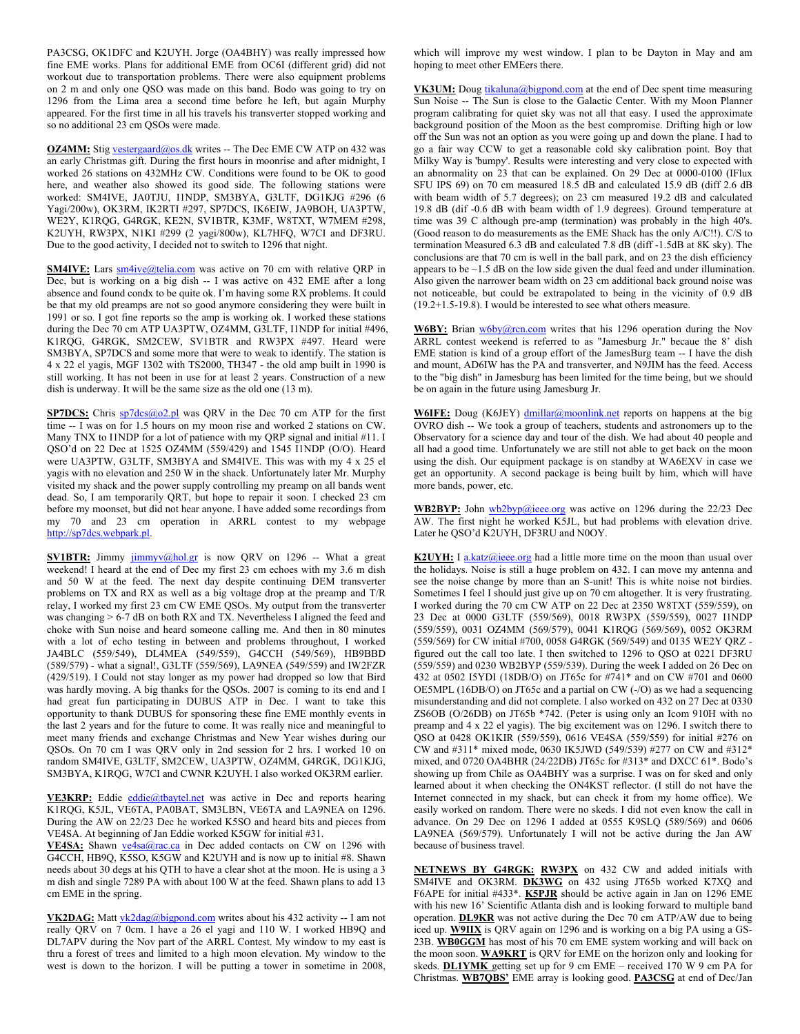PA3CSG, OK1DFC and K2UYH. Jorge (OA4BHY) was really impressed how fine EME works. Plans for additional EME from OC6I (different grid) did not workout due to transportation problems. There were also equipment problems on 2 m and only one QSO was made on this band. Bodo was going to try on 1296 from the Lima area a second time before he left, but again Murphy appeared. For the first time in all his travels his transverter stopped working and so no additional 23 cm QSOs were made.

**OZ4MM:** Stig vestergaard@os.dk writes -- The Dec EME CW ATP on 432 was an early Christmas gift. During the first hours in moonrise and after midnight, I worked 26 stations on 432MHz CW. Conditions were found to be OK to good here, and weather also showed its good side. The following stations were worked: SM4IVE, JA0TJU, I1NDP, SM3BYA, G3LTF, DG1KJG #296 (6 Yagi/200w), OK3RM, IK2RTI #297, SP7DCS, IK6EIW, JA9BOH, UA3PTW, WE2Y, K1RQG, G4RGK, KE2N, SV1BTR, K3MF, W8TXT, W7MEM #298, K2UYH, RW3PX, N1KI #299 (2 yagi/800w), KL7HFQ, W7CI and DF3RU. Due to the good activity, I decided not to switch to 1296 that night.

**SM4IVE:** Lars sm4ive@telia.com was active on 70 cm with relative QRP in Dec, but is working on a big dish -- I was active on 432 EME after a long absence and found condx to be quite ok. I'm having some RX problems. It could be that my old preamps are not so good anymore considering they were built in 1991 or so. I got fine reports so the amp is working ok. I worked these stations during the Dec 70 cm ATP UA3PTW, OZ4MM, G3LTF, I1NDP for initial #496, K1RQG, G4RGK, SM2CEW, SV1BTR and RW3PX #497. Heard were SM3BYA, SP7DCS and some more that were to weak to identify. The station is 4 x 22 el yagis, MGF 1302 with TS2000, TH347 - the old amp built in 1990 is still working. It has not been in use for at least 2 years. Construction of a new dish is underway. It will be the same size as the old one (13 m).

**SP7DCS:** Chris sp7dcs@o2.pl was QRV in the Dec 70 cm ATP for the first time -- I was on for 1.5 hours on my moon rise and worked 2 stations on CW. Many TNX to I1NDP for a lot of patience with my QRP signal and initial #11. I QSO'd on 22 Dec at 1525 OZ4MM (559/429) and 1545 I1NDP (O/O). Heard were UA3PTW, G3LTF, SM3BYA and SM4IVE. This was with my 4 x 25 el yagis with no elevation and 250 W in the shack. Unfortunately later Mr. Murphy visited my shack and the power supply controlling my preamp on all bands went dead. So, I am temporarily QRT, but hope to repair it soon. I checked 23 cm before my moonset, but did not hear anyone. I have added some recordings from my 70 and 23 cm operation in ARRL contest to my webpage http://sp7dcs.webpark.pl.

**SV1BTR:** Jimmy jimmyv@hol.gr is now QRV on 1296 -- What a great weekend! I heard at the end of Dec my first 23 cm echoes with my 3.6 m dish and 50 W at the feed. The next day despite continuing DEM transverter problems on TX and RX as well as a big voltage drop at the preamp and T/R relay, I worked my first 23 cm CW EME QSOs. My output from the transverter was changing > 6-7 dB on both RX and TX. Nevertheless I aligned the feed and choke with Sun noise and heard someone calling me. And then in 80 minutes with a lot of echo testing in between and problems throughout, I worked JA4BLC (559/549), DL4MEA (549/559), G4CCH (549/569), HB9BBD (589/579) - what a signal!, G3LTF (559/569), LA9NEA (549/559) and IW2FZR (429/519). I Could not stay longer as my power had dropped so low that Bird was hardly moving. A big thanks for the QSOs. 2007 is coming to its end and I had great fun participating in DUBUS ATP in Dec. I want to take this opportunity to thank DUBUS for sponsoring these fine EME monthly events in the last 2 years and for the future to come. It was really nice and meaningful to meet many friends and exchange Christmas and New Year wishes during our QSOs. On 70 cm I was QRV only in 2nd session for 2 hrs. I worked 10 on random SM4IVE, G3LTF, SM2CEW, UA3PTW, OZ4MM, G4RGK, DG1KJG, SM3BYA, K1RQG, W7CI and CWNR K2UYH. I also worked OK3RM earlier.

**VE3KRP:** Eddie eddie@tbaytel.net was active in Dec and reports hearing K1RQG, K5JL, VE6TA, PA0BAT, SM3LBN, VE6TA and LA9NEA on 1296. During the AW on 22/23 Dec he worked K5SO and heard bits and pieces from VE4SA. At beginning of Jan Eddie worked K5GW for initial #31.

**VE4SA:** Shawn ve4sa@rac.ca in Dec added contacts on CW on 1296 with G4CCH, HB9Q, K5SO, K5GW and K2UYH and is now up to initial #8. Shawn needs about 30 degs at his QTH to have a clear shot at the moon. He is using a 3 m dish and single 7289 PA with about 100 W at the feed. Shawn plans to add 13 cm EME in the spring.

**VK2DAG:** Matt vk2dag@bigpond.com writes about his 432 activity -- I am not really QRV on 7 0cm. I have a 26 el yagi and 110 W. I worked HB9Q and DL7APV during the Nov part of the ARRL Contest. My window to my east is thru a forest of trees and limited to a high moon elevation. My window to the west is down to the horizon. I will be putting a tower in sometime in 2008, which will improve my west window. I plan to be Dayton in May and am hoping to meet other EMEers there.

**VK3UM:** Doug tikaluna@bigpond.com at the end of Dec spent time measuring Sun Noise -- The Sun is close to the Galactic Center. With my Moon Planner program calibrating for quiet sky was not all that easy. I used the approximate background position of the Moon as the best compromise. Drifting high or low off the Sun was not an option as you were going up and down the plane. I had to go a fair way CCW to get a reasonable cold sky calibration point. Boy that Milky Way is 'bumpy'. Results were interesting and very close to expected with an abnormality on 23 that can be explained. On 29 Dec at 0000-0100 (IFlux SFU IPS 69) on 70 cm measured 18.5 dB and calculated 15.9 dB (diff 2.6 dB with beam width of 5.7 degrees); on 23 cm measured 19.2 dB and calculated 19.8 dB (dif -0.6 dB with beam width of 1.9 degrees). Ground temperature at time was 39 C although pre-amp (termination) was probably in the high 40's. (Good reason to do measurements as the EME Shack has the only A/C!!). C/S to termination Measured 6.3 dB and calculated 7.8 dB (diff -1.5dB at 8K sky). The conclusions are that 70 cm is well in the ball park, and on 23 the dish efficiency appears to be ~1.5 dB on the low side given the dual feed and under illumination. Also given the narrower beam width on 23 cm additional back ground noise was not noticeable, but could be extrapolated to being in the vicinity of 0.9 dB (19.2+1.5-19.8). I would be interested to see what others measure.

**W6BY:** Brian w6by@rcn.com writes that his 1296 operation during the Nov ARRL contest weekend is referred to as "Jamesburg Jr." becaue the 8' dish EME station is kind of a group effort of the JamesBurg team -- I have the dish and mount, AD6IW has the PA and transverter, and N9JIM has the feed. Access to the "big dish" in Jamesburg has been limited for the time being, but we should be on again in the future using Jamesburg Jr.

**W6IFE:** Doug (K6JEY) dmillar@moonlink.net reports on happens at the big OVRO dish -- We took a group of teachers, students and astronomers up to the Observatory for a science day and tour of the dish. We had about 40 people and all had a good time. Unfortunately we are still not able to get back on the moon using the dish. Our equipment package is on standby at WA6EXV in case we get an opportunity. A second package is being built by him, which will have more bands, power, etc.

**WB2BYP:** John wb2byp@ieee.org was active on 1296 during the 22/23 Dec AW. The first night he worked K5JL, but had problems with elevation drive. Later he QSO'd K2UYH, DF3RU and N0OY.

**K2UYH:** I a.katz@ieee.org had a little more time on the moon than usual over the holidays. Noise is still a huge problem on 432. I can move my antenna and see the noise change by more than an S-unit! This is white noise not birdies. Sometimes I feel I should just give up on 70 cm altogether. It is very frustrating. I worked during the 70 cm CW ATP on 22 Dec at 2350 W8TXT (559/559), on 23 Dec at 0000 G3LTF (559/569), 0018 RW3PX (559/559), 0027 I1NDP (559/559), 0031 OZ4MM (569/579), 0041 K1RQG (569/569), 0052 OK3RM (559/569) for CW initial #700, 0058 G4RGK (569/549) and 0135 WE2Y QRZ - figured out the call too late. I then switched to 1296 to QSO at 0221 DF3RU (559/559) and 0230 WB2BYP (559/539). During the week I added on 26 Dec on 432 at 0502 I5YDI (18DB/O) on JT65c for #741* and on CW #701 and 0600 OE5MPL (16DB/O) on JT65c and a partial on CW (-/O) as we had a sequencing misunderstanding and did not complete. I also worked on 432 on 27 Dec at 0330 ZS6OB (O/26DB) on JT65b *742. (Peter is using only an Icom 910H with no preamp and 4 x 22 el yagis). The big excitement was on 1296. I switch there to QSO at 0428 OK1KIR (559/559), 0616 VE4SA (559/559) for initial #276 on CW and #311* mixed mode, 0630 IK5JWD (549/539) #277 on CW and #312* mixed, and 0720 OA4BHR (24/22DB) JT65c for #313* and DXCC 61*. Bodo's showing up from Chile as OA4BHY was a surprise. I was on for sked and only learned about it when checking the ON4KST reflector. (I still do not have the Internet connected in my shack, but can check it from my home office). We easily worked on random. There were no skeds. I did not even know the call in advance. On 29 Dec on 1296 I added at 0555 K9SLQ (589/569) and 0606 LA9NEA (569/579). Unfortunately I will not be active during the Jan AW because of business travel.

**NETNEWS BY G4RGK:** **RW3PX** on 432 CW and added initials with SM4IVE and OK3RM. **DK3WG** on 432 using JT65b worked K7XQ and F6APE for initial #433*. **K5PJR** should be active again in Jan on 1296 EME with his new 16' Scientific Atlanta dish and is looking forward to multiple band operation. **DL9KR** was not active during the Dec 70 cm ATP/AW due to being iced up. **W9IIX** is QRV again on 1296 and is working on a big PA using a GS-23B. **WB0GGM** has most of his 70 cm EME system working and will back on the moon soon. **WA9KRT** is QRV for EME on the horizon only and looking for skeds. **DL1YMK** getting set up for 9 cm EME – received 170 W 9 cm PA for Christmas. **WB7QBS'** EME array is looking good. **PA3CSG** at end of Dec/Jan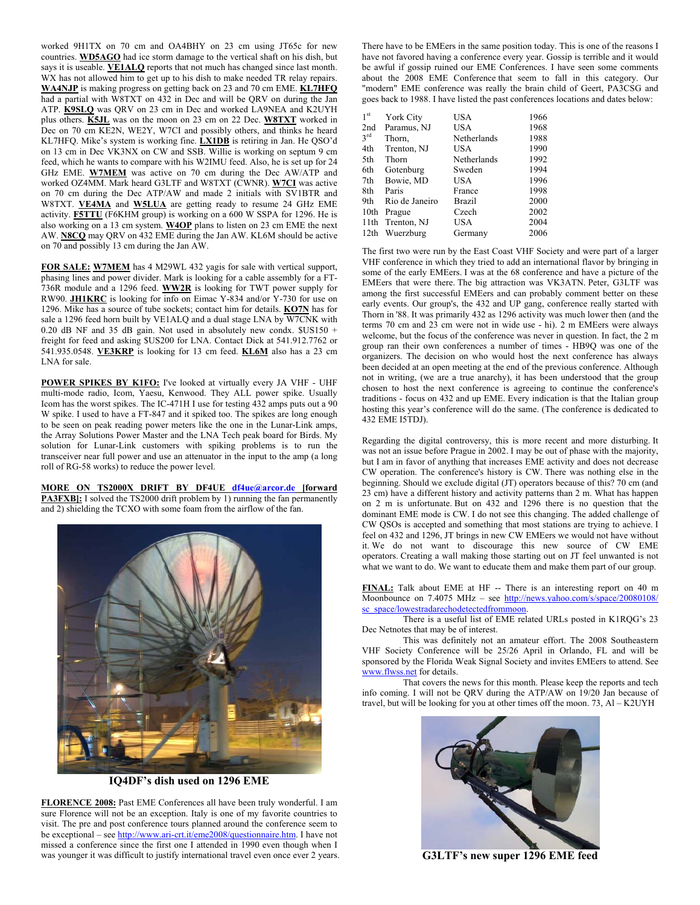worked 9H1TX on 70 cm and OA4BHY on 23 cm using JT65c for new countries. **WD5AGO** had ice storm damage to the vertical shaft on his dish, but says it is useable. **VE1ALQ** reports that not much has changed since last month. WX has not allowed him to get up to his dish to make needed TR relay repairs. **WA4NJP** is making progress on getting back on 23 and 70 cm EME. **KL7HFQ** had a partial with W8TXT on 432 in Dec and will be QRV on during the Jan ATP. **K9SLQ** was QRV on 23 cm in Dec and worked LA9NEA and K2UYH plus others. **K5JL** was on the moon on 23 cm on 22 Dec. **W8TXT** worked in Dec on 70 cm KE2N, WE2Y, W7CI and possibly others, and thinks he heard KL7HFQ. Mike's system is working fine. **LX1DB** is retiring in Jan. He QSO'd on 13 cm in Dec VK3NX on CW and SSB. Willie is working on septum 9 cm feed, which he wants to compare with his W2IMU feed. Also, he is set up for 24 GHz EME. **W7MEM** was active on 70 cm during the Dec AW/ATP and worked OZ4MM. Mark heard G3LTF and W8TXT (CWNR). **W7CI** was active on 70 cm during the Dec ATP/AW and made 2 initials with SV1BTR and W8TXT. **VE4MA** and **W5LUA** are getting ready to resume 24 GHz EME activity. **F5TTU** (F6KHM group) is working on a 600 W SSPA for 1296. He is also working on a 13 cm system. **W4OP** plans to listen on 23 cm EME the next AW. **N8CQ** may QRV on 432 EME during the Jan AW. KL6M should be active on 70 and possibly 13 cm during the Jan AW.

**FOR SALE:** **W7MEM** has 4 M29WL 432 yagis for sale with vertical support, phasing lines and power divider. Mark is looking for a cable assembly for a FT-736R module and a 1296 feed. **WW2R** is looking for TWT power supply for RW90. **JH1KRC** is looking for info on Eimac Y-834 and/or Y-730 for use on 1296. Mike has a source of tube sockets; contact him for details. **KO7N** has for sale a 1296 feed horn built by VE1ALQ and a dual stage LNA by W7CNK with 0.20 dB NF and 35 dB gain. Not used in absolutely new condx. $US150 + freight for feed and asking $US200 for LNA. Contact Dick at 541.912.7762 or 541.935.0548. **VE3KRP** is looking for 13 cm feed. **KL6M** also has a 23 cm LNA for sale.

**POWER SPIKES BY K1FO:** I've looked at virtually every JA VHF - UHF multi-mode radio, Icom, Yaesu, Kenwood. They ALL power spike. Usually Icom has the worst spikes. The IC-471H I use for testing 432 amps puts out a 90 W spike. I used to have a FT-847 and it spiked too. The spikes are long enough to be seen on peak reading power meters like the one in the Lunar-Link amps, the Array Solutions Power Master and the LNA Tech peak board for Birds. My solution for Lunar-Link customers with spiking problems is to run the transceiver near full power and use an attenuator in the input to the amp (a long roll of RG-58 works) to reduce the power level.

**MORE ON TS2000X DRIFT BY DF4UE df4ue@arcor.de [forward PA3FXB]:** I solved the TS2000 drift problem by 1) running the fan permanently and 2) shielding the TCXO with some foam from the airflow of the fan.

**IQ4DF's dish used on 1296 EME**

**FLORENCE 2008:** Past EME Conferences all have been truly wonderful. I am sure Florence will not be an exception. Italy is one of my favorite countries to visit. The pre and post conference tours planned around the conference seem to be exceptional – see http://www.ari-crt.it/eme2008/questionnaire.htm. I have not missed a conference since the first one I attended in 1990 even though when I was younger it was difficult to justify international travel even once ever 2 years. There have to be EMEers in the same position today. This is one of the reasons I have not favored having a conference every year. Gossip is terrible and it would be awful if gossip ruined our EME Conferences. I have seen some comments about the 2008 EME Conference that seem to fall in this category. Our "modern" EME conference was really the brain child of Geert, PA3CSG and goes back to 1988. I have listed the past conferences locations and dates below:

| | | | |
|---|---|---|---|
| 1st | York City | USA | 1966 |
| 2nd | Paramus, NJ | USA | 1968 |
| 3rd | Thorn, | Netherlands | 1988 |
| 4th | Trenton, NJ | USA | 1990 |
| 5th | Thorn | Netherlands | 1992 |
| 6th | Gotenburg | Sweden | 1994 |
| 7th | Bowie, MD | USA | 1996 |
| 8th | Paris | France | 1998 |
| 9th | Rio de Janeiro | Brazil | 2000 |
| 10th | Prague | Czech | 2002 |
| 11th | Trenton, NJ | USA | 2004 |
| 12th | Wuerzburg | Germany | 2006 |

The first two were run by the East Coast VHF Society and were part of a larger VHF conference in which they tried to add an international flavor by bringing in some of the early EMEers. I was at the 68 conference and have a picture of the EMEers that were there. The big attraction was VK3ATN. Peter, G3LTF was among the first successful EMEers and can probably comment better on these early events. Our group's, the 432 and UP gang, conference really started with Thorn in '88. It was primarily 432 as 1296 activity was much lower then (and the terms 70 cm and 23 cm were not in wide use - hi). 2 m EMEers were always welcome, but the focus of the conference was never in question. In fact, the 2 m group ran their own conferences a number of times - HB9Q was one of the organizers. The decision on who would host the next conference has always been decided at an open meeting at the end of the previous conference. Although not in writing, (we are a true anarchy), it has been understood that the group chosen to host the next conference is agreeing to continue the conference's traditions - focus on 432 and up EME. Every indication is that the Italian group hosting this year's conference will do the same. (The conference is dedicated to 432 EME I5TDJ).

Regarding the digital controversy, this is more recent and more disturbing. It was not an issue before Prague in 2002. I may be out of phase with the majority, but I am in favor of anything that increases EME activity and does not decrease CW operation. The conference's history is CW. There was nothing else in the beginning. Should we exclude digital (JT) operators because of this? 70 cm (and 23 cm) have a different history and activity patterns than 2 m. What has happen on 2 m is unfortunate. But on 432 and 1296 there is no question that the dominant EME mode is CW. I do not see this changing. The added challenge of CW QSOs is accepted and something that most stations are trying to achieve. I feel on 432 and 1296, JT brings in new CW EMEers we would not have without it. We do not want to discourage this new source of CW EME operators. Creating a wall making those starting out on JT feel unwanted is not what we want to do. We want to educate them and make them part of our group.

**FINAL:** Talk about EME at HF -- There is an interesting report on 40 m Moonbounce on 7.4075 MHz – see http://news.yahoo.com/s/space/20080108/sc_space/lowestradarechodetectedfrommoon.

There is a useful list of EME related URLs posted in K1RQG's 23 Dec Netnotes that may be of interest.

This was definitely not an amateur effort. The 2008 Southeastern VHF Society Conference will be 25/26 April in Orlando, FL and will be sponsored by the Florida Weak Signal Society and invites EMEers to attend. See www.flwss.net for details.

That covers the news for this month. Please keep the reports and tech info coming. I will not be QRV during the ATP/AW on 19/20 Jan because of travel, but will be looking for you at other times off the moon. 73, Al – K2UYH

**G3LTF's new super 1296 EME feed**